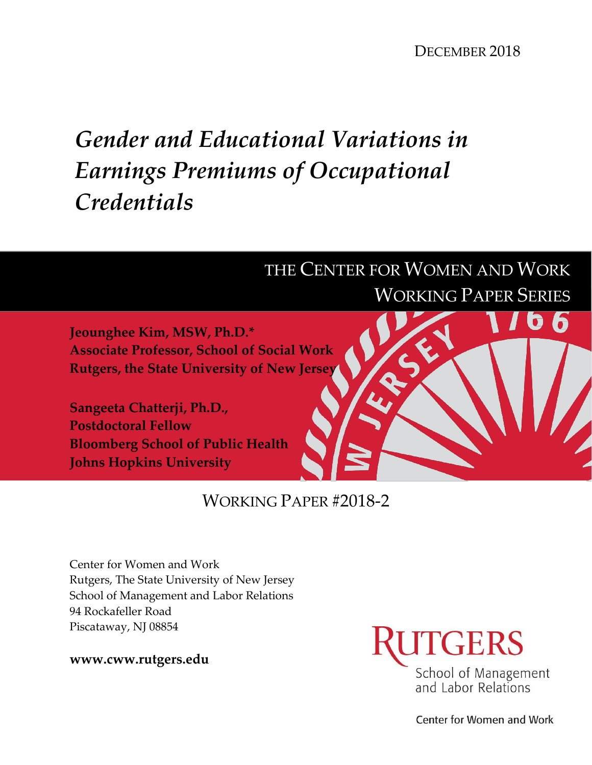DECEMBER 2018

# *Gender and Educational Variations in Earnings Premiums of Occupational Credentials*

THE CENTER FOR WOMEN AND WORK
WORKING PAPER SERIES

**Jeounghee Kim, MSW, Ph.D.***
**Associate Professor, School of Social Work**
**Rutgers, the State University of New Jersey**

**Sangeeta Chatterji, Ph.D.,**
**Postdoctoral Fellow**
**Bloomberg School of Public Health**
**Johns Hopkins University**

WORKING PAPER #2018-2

Center for Women and Work
Rutgers, The State University of New Jersey
School of Management and Labor Relations
94 Rockafeller Road
Piscataway, NJ 08854

**www.cww.rutgers.edu**

RUTGERS
School of Management and Labor Relations

Center for Women and Work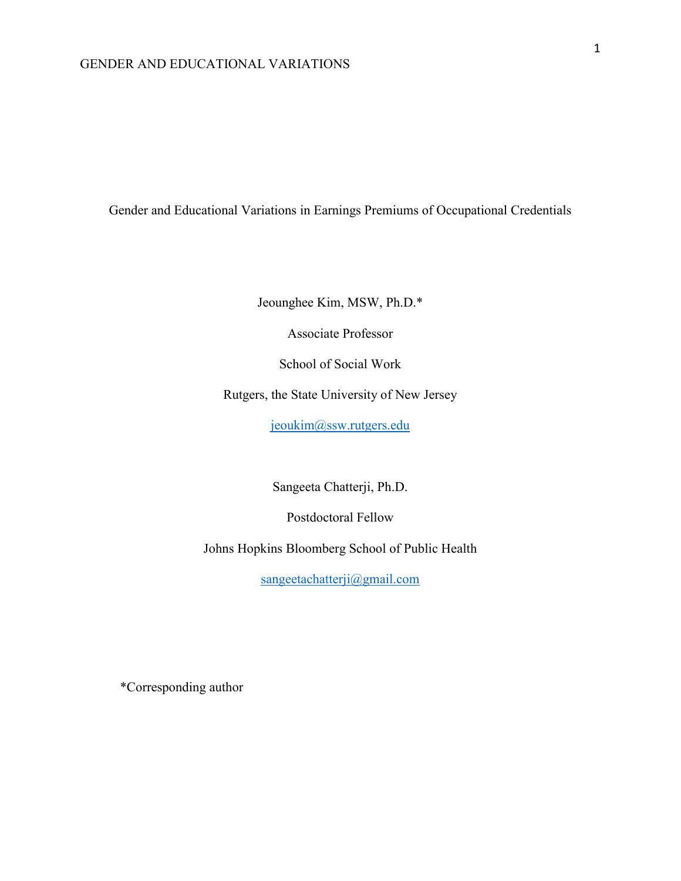# Gender and Educational Variations in Earnings Premiums of Occupational Credentials

Jeounghee Kim, MSW, Ph.D.*

Associate Professor

School of Social Work

Rutgers, the State University of New Jersey

jeoukim@ssw.rutgers.edu

Sangeeta Chatterji, Ph.D.

Postdoctoral Fellow

Johns Hopkins Bloomberg School of Public Health

sangeetachatterji@gmail.com

*Corresponding author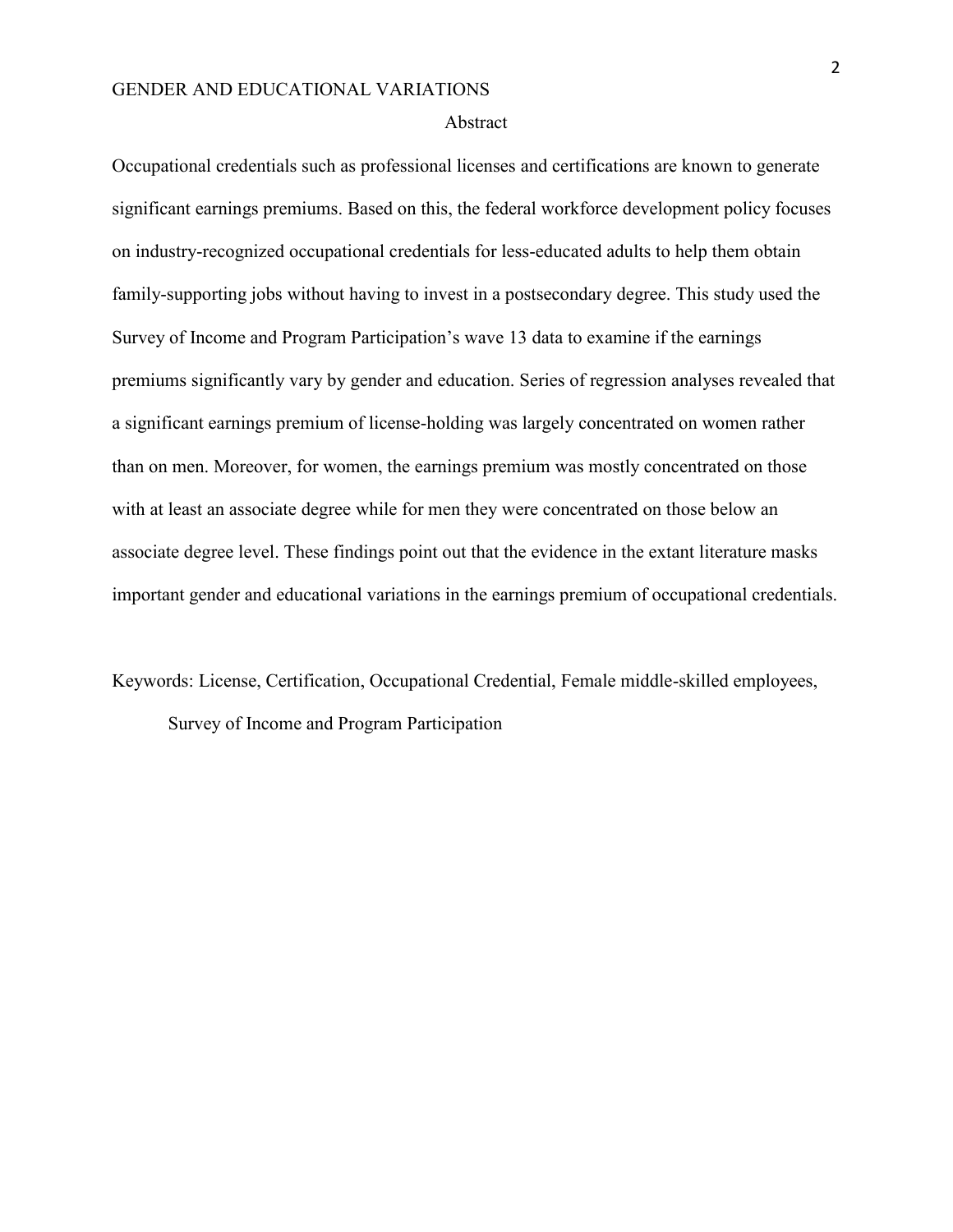## Abstract

Occupational credentials such as professional licenses and certifications are known to generate significant earnings premiums. Based on this, the federal workforce development policy focuses on industry-recognized occupational credentials for less-educated adults to help them obtain family-supporting jobs without having to invest in a postsecondary degree. This study used the Survey of Income and Program Participation's wave 13 data to examine if the earnings premiums significantly vary by gender and education. Series of regression analyses revealed that a significant earnings premium of license-holding was largely concentrated on women rather than on men. Moreover, for women, the earnings premium was mostly concentrated on those with at least an associate degree while for men they were concentrated on those below an associate degree level. These findings point out that the evidence in the extant literature masks important gender and educational variations in the earnings premium of occupational credentials.

Keywords: License, Certification, Occupational Credential, Female middle-skilled employees, Survey of Income and Program Participation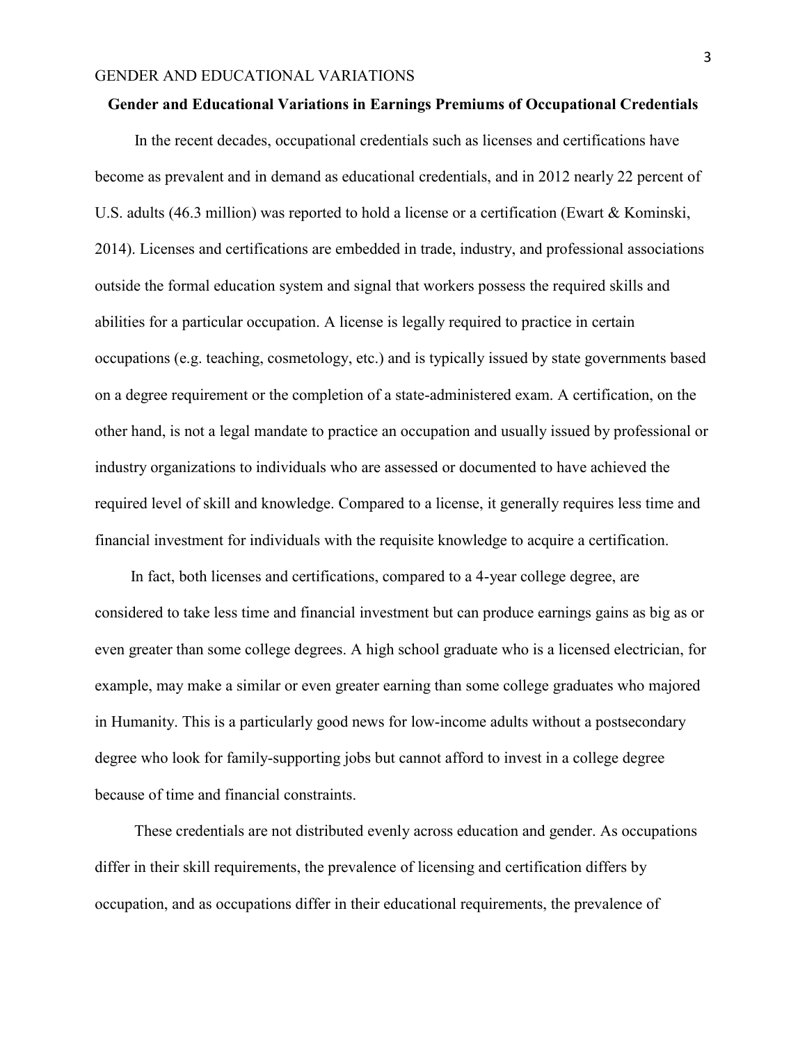**Gender and Educational Variations in Earnings Premiums of Occupational Credentials**

In the recent decades, occupational credentials such as licenses and certifications have become as prevalent and in demand as educational credentials, and in 2012 nearly 22 percent of U.S. adults (46.3 million) was reported to hold a license or a certification (Ewart & Kominski, 2014). Licenses and certifications are embedded in trade, industry, and professional associations outside the formal education system and signal that workers possess the required skills and abilities for a particular occupation. A license is legally required to practice in certain occupations (e.g. teaching, cosmetology, etc.) and is typically issued by state governments based on a degree requirement or the completion of a state-administered exam. A certification, on the other hand, is not a legal mandate to practice an occupation and usually issued by professional or industry organizations to individuals who are assessed or documented to have achieved the required level of skill and knowledge. Compared to a license, it generally requires less time and financial investment for individuals with the requisite knowledge to acquire a certification.

In fact, both licenses and certifications, compared to a 4-year college degree, are considered to take less time and financial investment but can produce earnings gains as big as or even greater than some college degrees. A high school graduate who is a licensed electrician, for example, may make a similar or even greater earning than some college graduates who majored in Humanity. This is a particularly good news for low-income adults without a postsecondary degree who look for family-supporting jobs but cannot afford to invest in a college degree because of time and financial constraints.

These credentials are not distributed evenly across education and gender. As occupations differ in their skill requirements, the prevalence of licensing and certification differs by occupation, and as occupations differ in their educational requirements, the prevalence of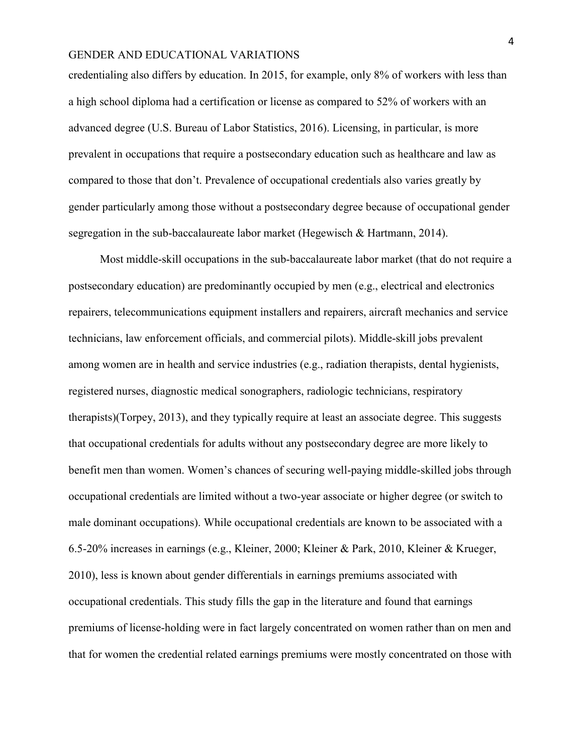credentialing also differs by education. In 2015, for example, only 8% of workers with less than a high school diploma had a certification or license as compared to 52% of workers with an advanced degree (U.S. Bureau of Labor Statistics, 2016). Licensing, in particular, is more prevalent in occupations that require a postsecondary education such as healthcare and law as compared to those that don't. Prevalence of occupational credentials also varies greatly by gender particularly among those without a postsecondary degree because of occupational gender segregation in the sub-baccalaureate labor market (Hegewisch & Hartmann, 2014).

Most middle-skill occupations in the sub-baccalaureate labor market (that do not require a postsecondary education) are predominantly occupied by men (e.g., electrical and electronics repairers, telecommunications equipment installers and repairers, aircraft mechanics and service technicians, law enforcement officials, and commercial pilots). Middle-skill jobs prevalent among women are in health and service industries (e.g., radiation therapists, dental hygienists, registered nurses, diagnostic medical sonographers, radiologic technicians, respiratory therapists)(Torpey, 2013), and they typically require at least an associate degree. This suggests that occupational credentials for adults without any postsecondary degree are more likely to benefit men than women. Women's chances of securing well-paying middle-skilled jobs through occupational credentials are limited without a two-year associate or higher degree (or switch to male dominant occupations). While occupational credentials are known to be associated with a 6.5-20% increases in earnings (e.g., Kleiner, 2000; Kleiner & Park, 2010, Kleiner & Krueger, 2010), less is known about gender differentials in earnings premiums associated with occupational credentials. This study fills the gap in the literature and found that earnings premiums of license-holding were in fact largely concentrated on women rather than on men and that for women the credential related earnings premiums were mostly concentrated on those with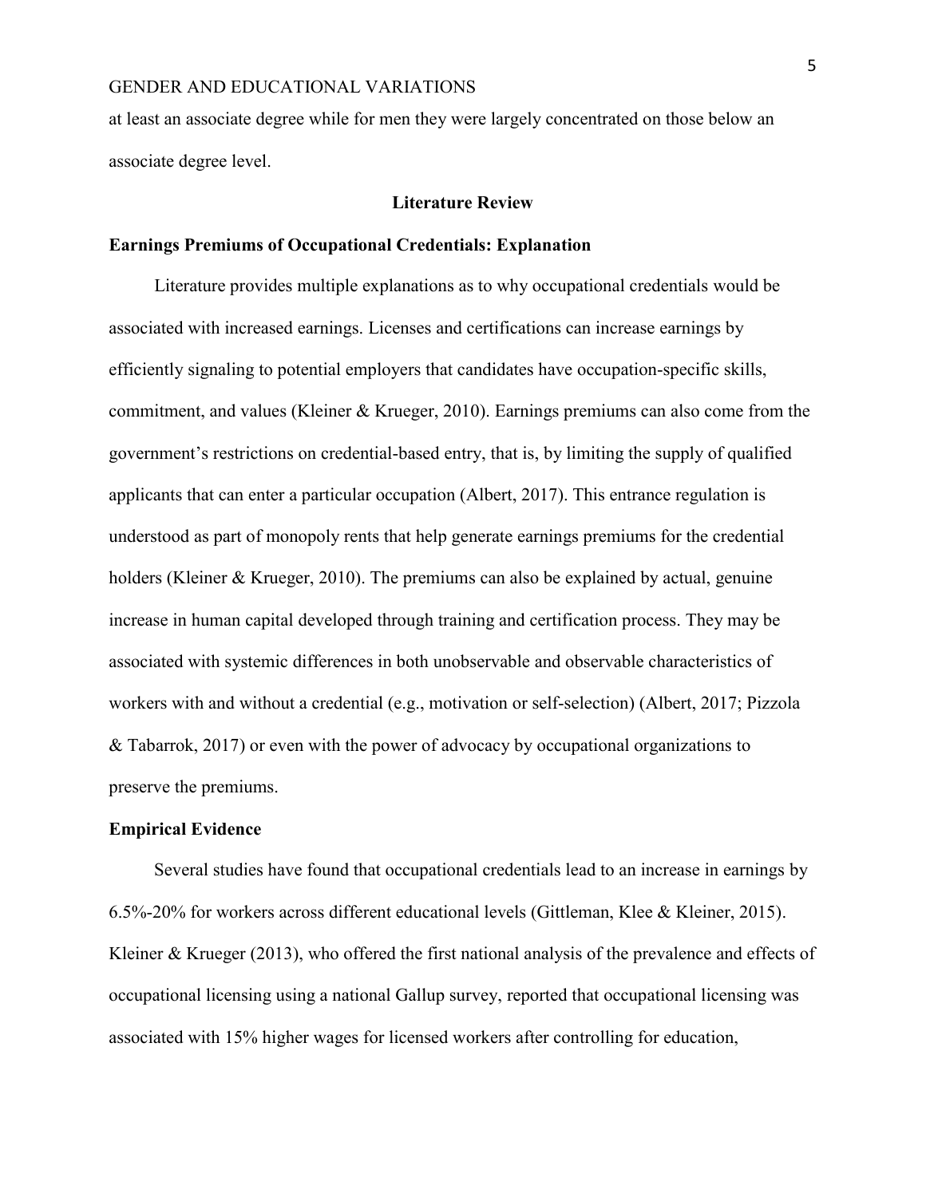at least an associate degree while for men they were largely concentrated on those below an associate degree level.

## Literature Review

### Earnings Premiums of Occupational Credentials: Explanation

Literature provides multiple explanations as to why occupational credentials would be associated with increased earnings. Licenses and certifications can increase earnings by efficiently signaling to potential employers that candidates have occupation-specific skills, commitment, and values (Kleiner & Krueger, 2010). Earnings premiums can also come from the government's restrictions on credential-based entry, that is, by limiting the supply of qualified applicants that can enter a particular occupation (Albert, 2017). This entrance regulation is understood as part of monopoly rents that help generate earnings premiums for the credential holders (Kleiner & Krueger, 2010). The premiums can also be explained by actual, genuine increase in human capital developed through training and certification process. They may be associated with systemic differences in both unobservable and observable characteristics of workers with and without a credential (e.g., motivation or self-selection) (Albert, 2017; Pizzola & Tabarrok, 2017) or even with the power of advocacy by occupational organizations to preserve the premiums.

### Empirical Evidence

Several studies have found that occupational credentials lead to an increase in earnings by 6.5%-20% for workers across different educational levels (Gittleman, Klee & Kleiner, 2015). Kleiner & Krueger (2013), who offered the first national analysis of the prevalence and effects of occupational licensing using a national Gallup survey, reported that occupational licensing was associated with 15% higher wages for licensed workers after controlling for education,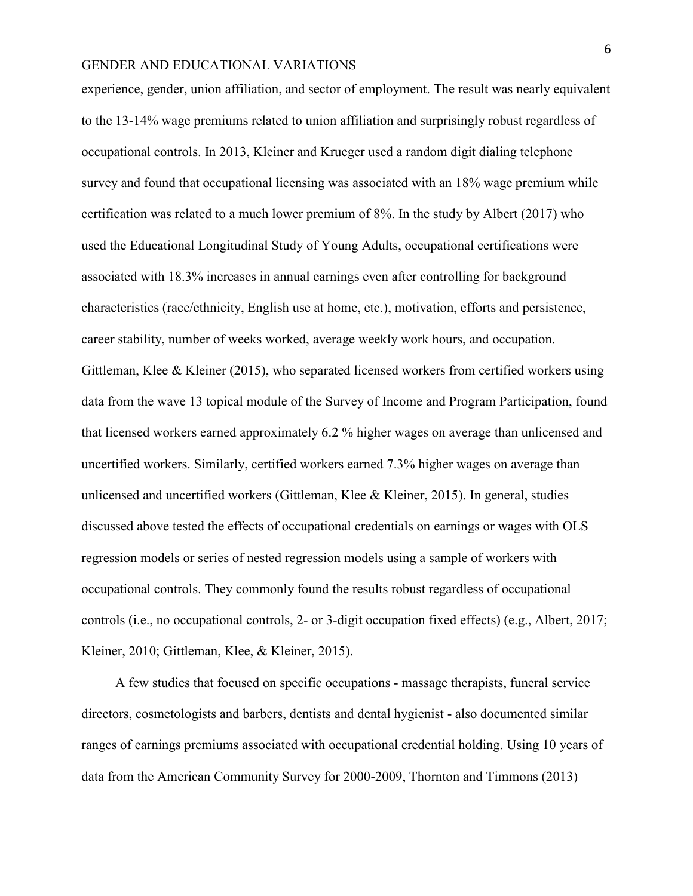experience, gender, union affiliation, and sector of employment. The result was nearly equivalent to the 13-14% wage premiums related to union affiliation and surprisingly robust regardless of occupational controls. In 2013, Kleiner and Krueger used a random digit dialing telephone survey and found that occupational licensing was associated with an 18% wage premium while certification was related to a much lower premium of 8%. In the study by Albert (2017) who used the Educational Longitudinal Study of Young Adults, occupational certifications were associated with 18.3% increases in annual earnings even after controlling for background characteristics (race/ethnicity, English use at home, etc.), motivation, efforts and persistence, career stability, number of weeks worked, average weekly work hours, and occupation. Gittleman, Klee & Kleiner (2015), who separated licensed workers from certified workers using data from the wave 13 topical module of the Survey of Income and Program Participation, found that licensed workers earned approximately 6.2 % higher wages on average than unlicensed and uncertified workers. Similarly, certified workers earned 7.3% higher wages on average than unlicensed and uncertified workers (Gittleman, Klee & Kleiner, 2015). In general, studies discussed above tested the effects of occupational credentials on earnings or wages with OLS regression models or series of nested regression models using a sample of workers with occupational controls. They commonly found the results robust regardless of occupational controls (i.e., no occupational controls, 2- or 3-digit occupation fixed effects) (e.g., Albert, 2017; Kleiner, 2010; Gittleman, Klee, & Kleiner, 2015).

A few studies that focused on specific occupations - massage therapists, funeral service directors, cosmetologists and barbers, dentists and dental hygienist - also documented similar ranges of earnings premiums associated with occupational credential holding. Using 10 years of data from the American Community Survey for 2000-2009, Thornton and Timmons (2013)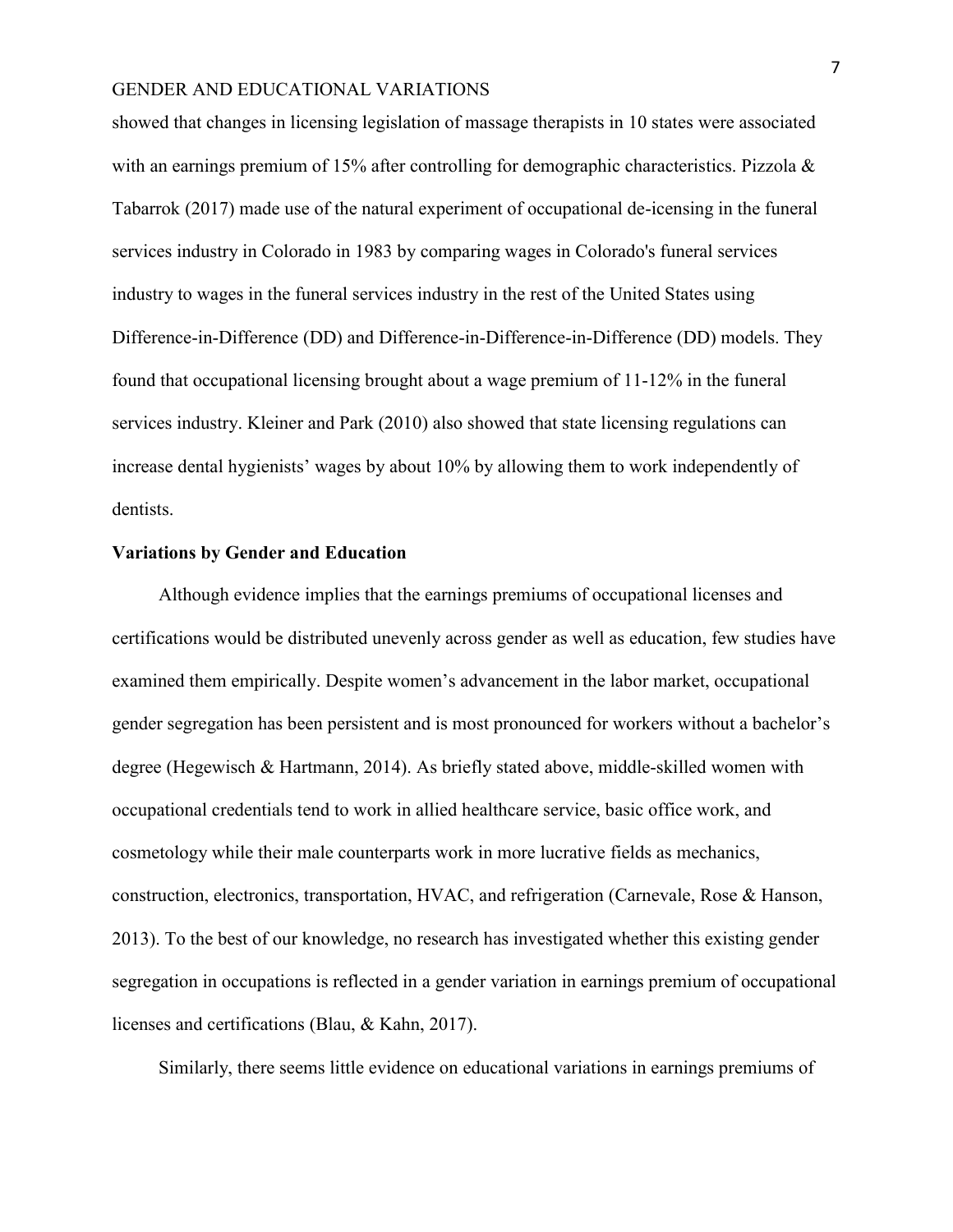showed that changes in licensing legislation of massage therapists in 10 states were associated with an earnings premium of 15% after controlling for demographic characteristics. Pizzola & Tabarrok (2017) made use of the natural experiment of occupational de-icensing in the funeral services industry in Colorado in 1983 by comparing wages in Colorado's funeral services industry to wages in the funeral services industry in the rest of the United States using Difference-in-Difference (DD) and Difference-in-Difference-in-Difference (DD) models. They found that occupational licensing brought about a wage premium of 11-12% in the funeral services industry. Kleiner and Park (2010) also showed that state licensing regulations can increase dental hygienists' wages by about 10% by allowing them to work independently of dentists.

### Variations by Gender and Education

Although evidence implies that the earnings premiums of occupational licenses and certifications would be distributed unevenly across gender as well as education, few studies have examined them empirically. Despite women's advancement in the labor market, occupational gender segregation has been persistent and is most pronounced for workers without a bachelor's degree (Hegewisch & Hartmann, 2014). As briefly stated above, middle-skilled women with occupational credentials tend to work in allied healthcare service, basic office work, and cosmetology while their male counterparts work in more lucrative fields as mechanics, construction, electronics, transportation, HVAC, and refrigeration (Carnevale, Rose & Hanson, 2013). To the best of our knowledge, no research has investigated whether this existing gender segregation in occupations is reflected in a gender variation in earnings premium of occupational licenses and certifications (Blau, & Kahn, 2017).

Similarly, there seems little evidence on educational variations in earnings premiums of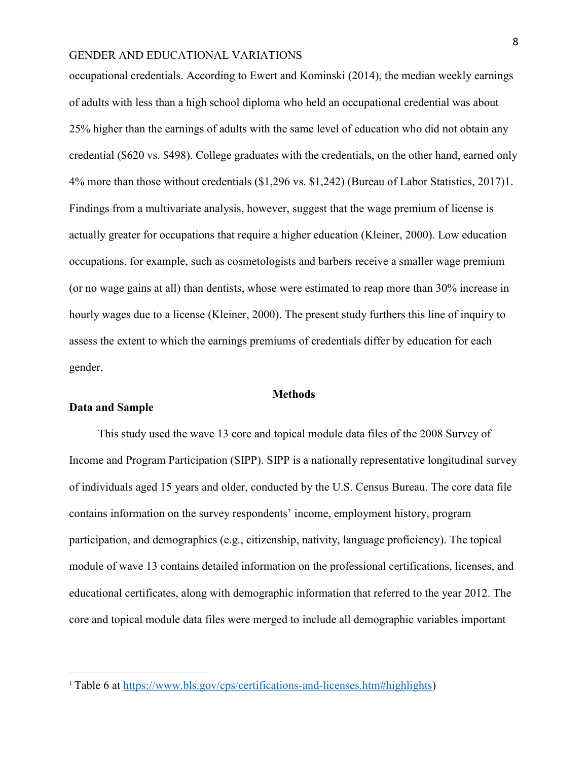occupational credentials. According to Ewert and Kominski (2014), the median weekly earnings of adults with less than a high school diploma who held an occupational credential was about 25% higher than the earnings of adults with the same level of education who did not obtain any credential ($620 vs. $498). College graduates with the credentials, on the other hand, earned only 4% more than those without credentials ($1,296 vs. $1,242) (Bureau of Labor Statistics, 2017)[1]. Findings from a multivariate analysis, however, suggest that the wage premium of license is actually greater for occupations that require a higher education (Kleiner, 2000). Low education occupations, for example, such as cosmetologists and barbers receive a smaller wage premium (or no wage gains at all) than dentists, whose were estimated to reap more than 30% increase in hourly wages due to a license (Kleiner, 2000). The present study furthers this line of inquiry to assess the extent to which the earnings premiums of credentials differ by education for each gender.

## Methods

### Data and Sample

This study used the wave 13 core and topical module data files of the 2008 Survey of Income and Program Participation (SIPP). SIPP is a nationally representative longitudinal survey of individuals aged 15 years and older, conducted by the U.S. Census Bureau. The core data file contains information on the survey respondents' income, employment history, program participation, and demographics (e.g., citizenship, nativity, language proficiency). The topical module of wave 13 contains detailed information on the professional certifications, licenses, and educational certificates, along with demographic information that referred to the year 2012. The core and topical module data files were merged to include all demographic variables important

---

[1] Table 6 at https://www.bls.gov/cps/certifications-and-licenses.htm#highlights)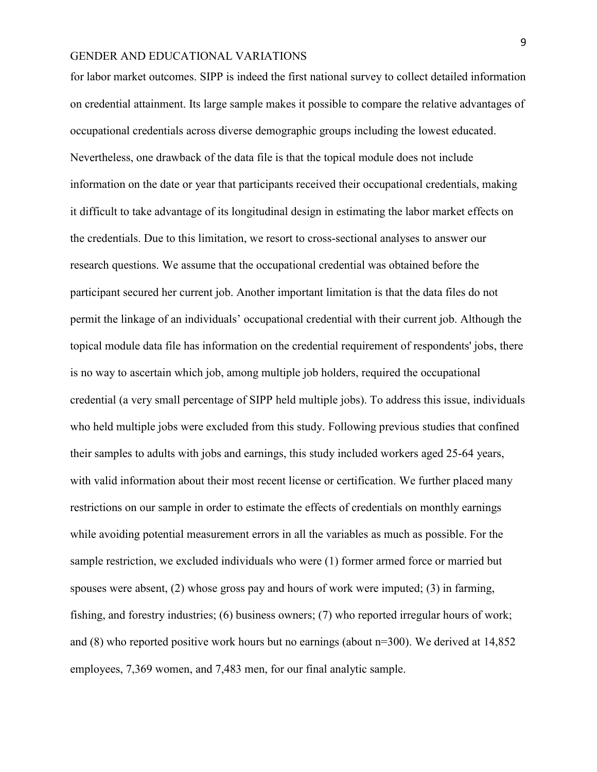for labor market outcomes. SIPP is indeed the first national survey to collect detailed information on credential attainment. Its large sample makes it possible to compare the relative advantages of occupational credentials across diverse demographic groups including the lowest educated. Nevertheless, one drawback of the data file is that the topical module does not include information on the date or year that participants received their occupational credentials, making it difficult to take advantage of its longitudinal design in estimating the labor market effects on the credentials. Due to this limitation, we resort to cross-sectional analyses to answer our research questions. We assume that the occupational credential was obtained before the participant secured her current job. Another important limitation is that the data files do not permit the linkage of an individuals' occupational credential with their current job. Although the topical module data file has information on the credential requirement of respondents' jobs, there is no way to ascertain which job, among multiple job holders, required the occupational credential (a very small percentage of SIPP held multiple jobs). To address this issue, individuals who held multiple jobs were excluded from this study. Following previous studies that confined their samples to adults with jobs and earnings, this study included workers aged 25-64 years, with valid information about their most recent license or certification. We further placed many restrictions on our sample in order to estimate the effects of credentials on monthly earnings while avoiding potential measurement errors in all the variables as much as possible. For the sample restriction, we excluded individuals who were (1) former armed force or married but spouses were absent, (2) whose gross pay and hours of work were imputed; (3) in farming, fishing, and forestry industries; (6) business owners; (7) who reported irregular hours of work; and (8) who reported positive work hours but no earnings (about n=300). We derived at 14,852 employees, 7,369 women, and 7,483 men, for our final analytic sample.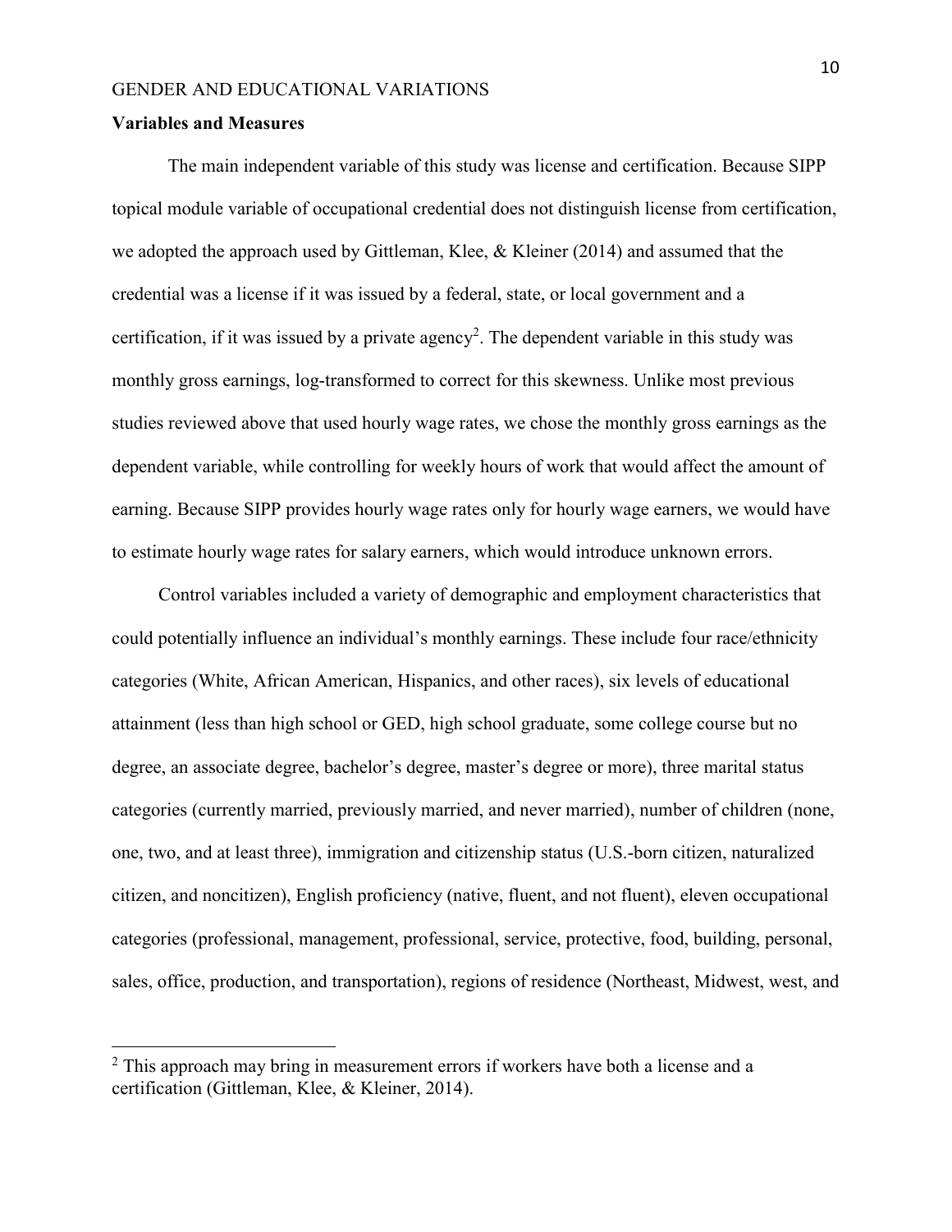### Variables and Measures

The main independent variable of this study was license and certification. Because SIPP topical module variable of occupational credential does not distinguish license from certification, we adopted the approach used by Gittleman, Klee, & Kleiner (2014) and assumed that the credential was a license if it was issued by a federal, state, or local government and a certification, if it was issued by a private agency[2]. The dependent variable in this study was monthly gross earnings, log-transformed to correct for this skewness. Unlike most previous studies reviewed above that used hourly wage rates, we chose the monthly gross earnings as the dependent variable, while controlling for weekly hours of work that would affect the amount of earning. Because SIPP provides hourly wage rates only for hourly wage earners, we would have to estimate hourly wage rates for salary earners, which would introduce unknown errors.

Control variables included a variety of demographic and employment characteristics that could potentially influence an individual's monthly earnings. These include four race/ethnicity categories (White, African American, Hispanics, and other races), six levels of educational attainment (less than high school or GED, high school graduate, some college course but no degree, an associate degree, bachelor's degree, master's degree or more), three marital status categories (currently married, previously married, and never married), number of children (none, one, two, and at least three), immigration and citizenship status (U.S.-born citizen, naturalized citizen, and noncitizen), English proficiency (native, fluent, and not fluent), eleven occupational categories (professional, management, professional, service, protective, food, building, personal, sales, office, production, and transportation), regions of residence (Northeast, Midwest, west, and

[2] This approach may bring in measurement errors if workers have both a license and a certification (Gittleman, Klee, & Kleiner, 2014).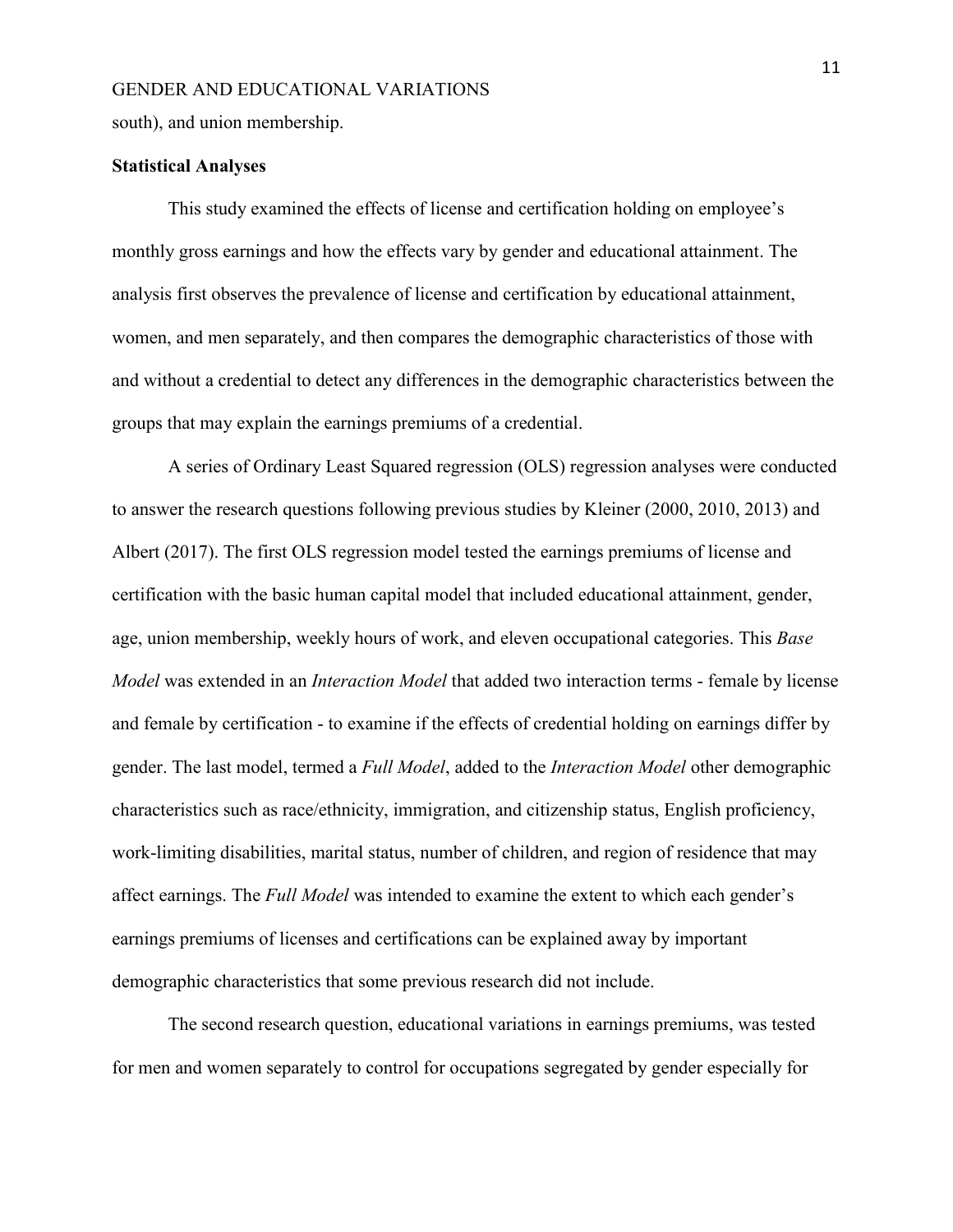south), and union membership.

**Statistical Analyses**

This study examined the effects of license and certification holding on employee's monthly gross earnings and how the effects vary by gender and educational attainment. The analysis first observes the prevalence of license and certification by educational attainment, women, and men separately, and then compares the demographic characteristics of those with and without a credential to detect any differences in the demographic characteristics between the groups that may explain the earnings premiums of a credential.

A series of Ordinary Least Squared regression (OLS) regression analyses were conducted to answer the research questions following previous studies by Kleiner (2000, 2010, 2013) and Albert (2017). The first OLS regression model tested the earnings premiums of license and certification with the basic human capital model that included educational attainment, gender, age, union membership, weekly hours of work, and eleven occupational categories. This *Base Model* was extended in an *Interaction Model* that added two interaction terms - female by license and female by certification - to examine if the effects of credential holding on earnings differ by gender. The last model, termed a *Full Model*, added to the *Interaction Model* other demographic characteristics such as race/ethnicity, immigration, and citizenship status, English proficiency, work-limiting disabilities, marital status, number of children, and region of residence that may affect earnings. The *Full Model* was intended to examine the extent to which each gender's earnings premiums of licenses and certifications can be explained away by important demographic characteristics that some previous research did not include.

The second research question, educational variations in earnings premiums, was tested for men and women separately to control for occupations segregated by gender especially for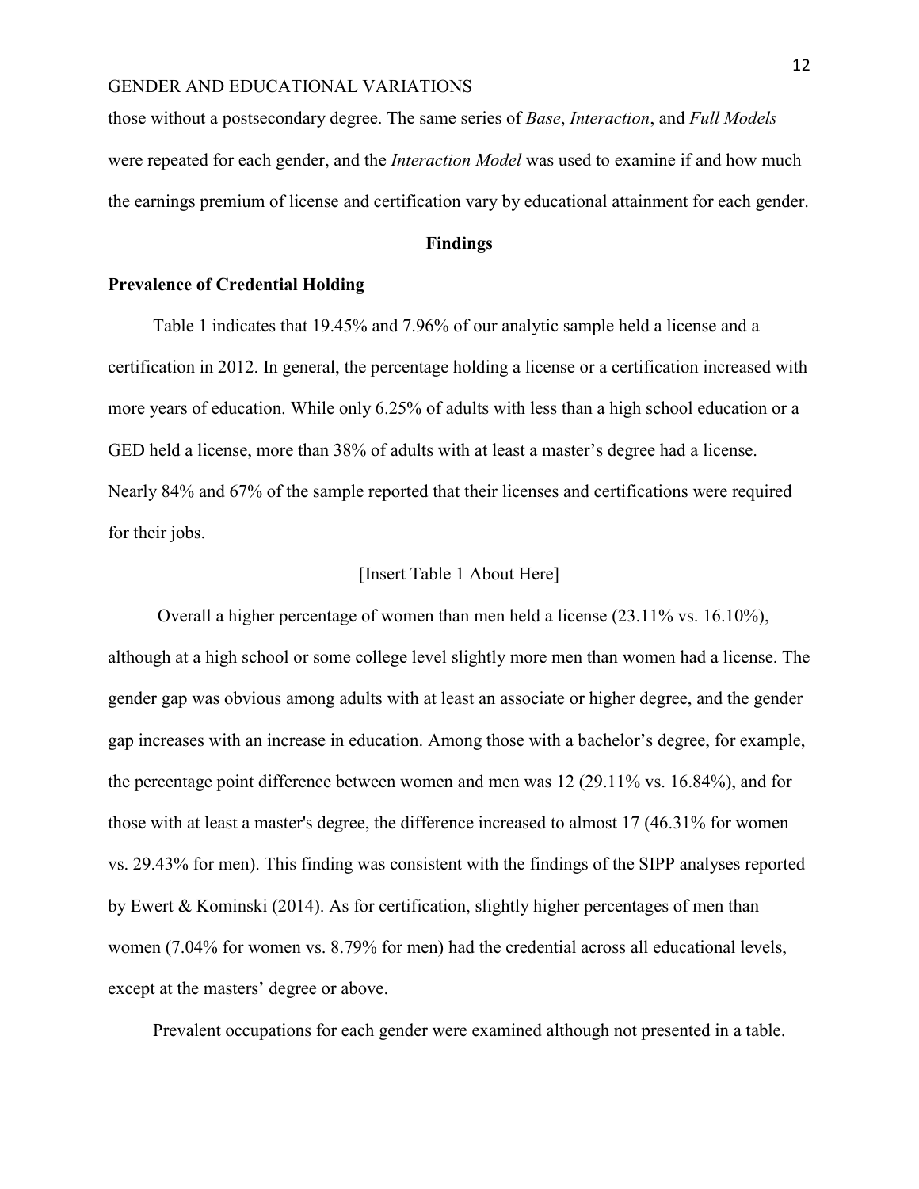those without a postsecondary degree. The same series of *Base*, *Interaction*, and *Full Models* were repeated for each gender, and the *Interaction Model* was used to examine if and how much the earnings premium of license and certification vary by educational attainment for each gender.

## Findings

### Prevalence of Credential Holding

Table 1 indicates that 19.45% and 7.96% of our analytic sample held a license and a certification in 2012. In general, the percentage holding a license or a certification increased with more years of education. While only 6.25% of adults with less than a high school education or a GED held a license, more than 38% of adults with at least a master's degree had a license. Nearly 84% and 67% of the sample reported that their licenses and certifications were required for their jobs.

[Insert Table 1 About Here]

Overall a higher percentage of women than men held a license (23.11% vs. 16.10%), although at a high school or some college level slightly more men than women had a license. The gender gap was obvious among adults with at least an associate or higher degree, and the gender gap increases with an increase in education. Among those with a bachelor's degree, for example, the percentage point difference between women and men was 12 (29.11% vs. 16.84%), and for those with at least a master's degree, the difference increased to almost 17 (46.31% for women vs. 29.43% for men). This finding was consistent with the findings of the SIPP analyses reported by Ewert & Kominski (2014). As for certification, slightly higher percentages of men than women (7.04% for women vs. 8.79% for men) had the credential across all educational levels, except at the masters' degree or above.

Prevalent occupations for each gender were examined although not presented in a table.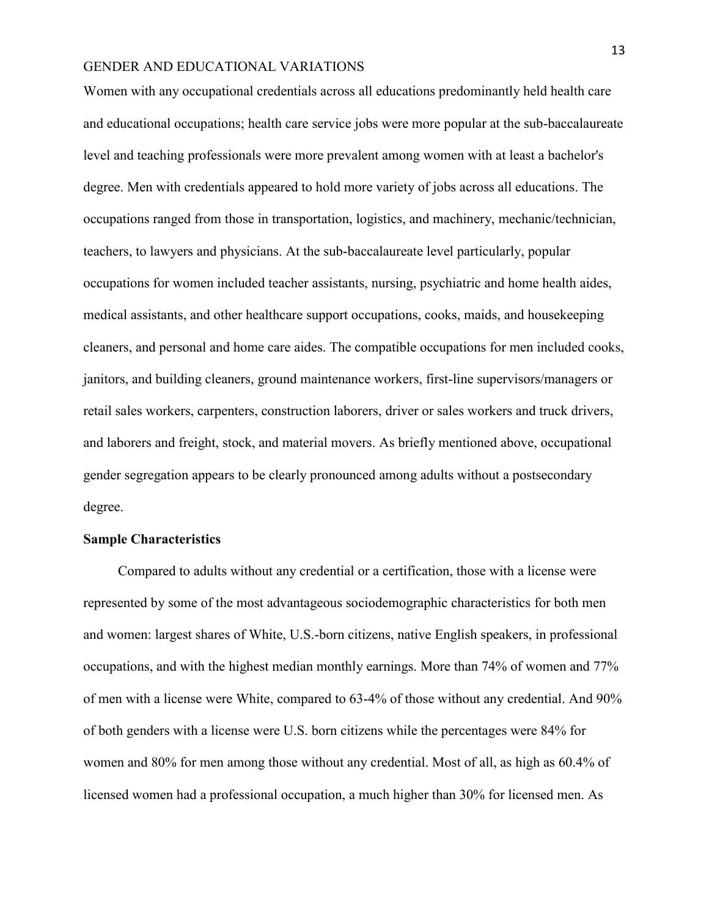Women with any occupational credentials across all educations predominantly held health care and educational occupations; health care service jobs were more popular at the sub-baccalaureate level and teaching professionals were more prevalent among women with at least a bachelor's degree. Men with credentials appeared to hold more variety of jobs across all educations. The occupations ranged from those in transportation, logistics, and machinery, mechanic/technician, teachers, to lawyers and physicians. At the sub-baccalaureate level particularly, popular occupations for women included teacher assistants, nursing, psychiatric and home health aides, medical assistants, and other healthcare support occupations, cooks, maids, and housekeeping cleaners, and personal and home care aides. The compatible occupations for men included cooks, janitors, and building cleaners, ground maintenance workers, first-line supervisors/managers or retail sales workers, carpenters, construction laborers, driver or sales workers and truck drivers, and laborers and freight, stock, and material movers. As briefly mentioned above, occupational gender segregation appears to be clearly pronounced among adults without a postsecondary degree.

**Sample Characteristics**

Compared to adults without any credential or a certification, those with a license were represented by some of the most advantageous sociodemographic characteristics for both men and women: largest shares of White, U.S.-born citizens, native English speakers, in professional occupations, and with the highest median monthly earnings. More than 74% of women and 77% of men with a license were White, compared to 63-4% of those without any credential. And 90% of both genders with a license were U.S. born citizens while the percentages were 84% for women and 80% for men among those without any credential. Most of all, as high as 60.4% of licensed women had a professional occupation, a much higher than 30% for licensed men. As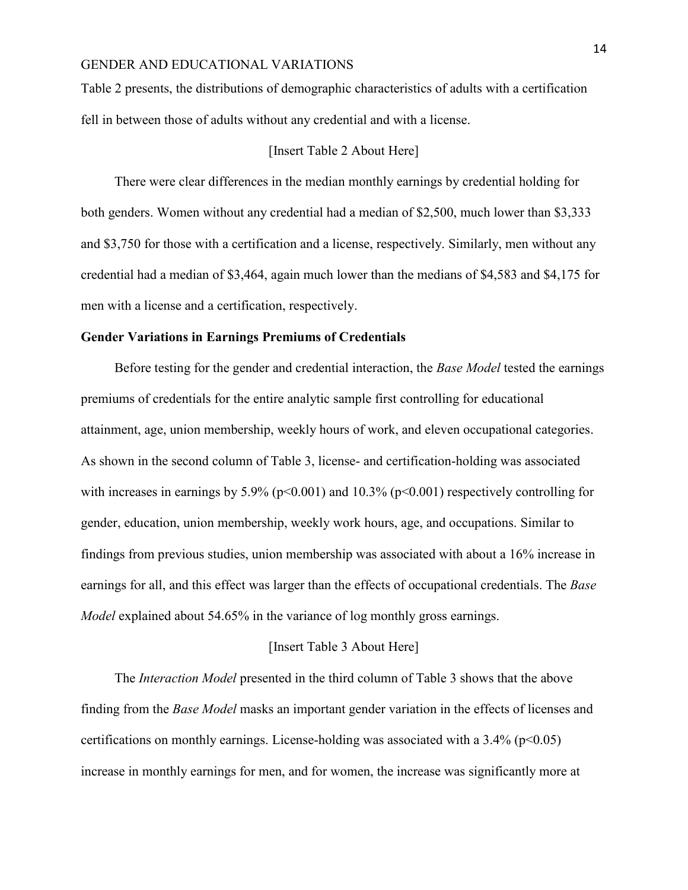Table 2 presents, the distributions of demographic characteristics of adults with a certification fell in between those of adults without any credential and with a license.

[Insert Table 2 About Here]

There were clear differences in the median monthly earnings by credential holding for both genders. Women without any credential had a median of $2,500, much lower than $3,333 and $3,750 for those with a certification and a license, respectively. Similarly, men without any credential had a median of $3,464, again much lower than the medians of $4,583 and $4,175 for men with a license and a certification, respectively.

**Gender Variations in Earnings Premiums of Credentials**

Before testing for the gender and credential interaction, the *Base Model* tested the earnings premiums of credentials for the entire analytic sample first controlling for educational attainment, age, union membership, weekly hours of work, and eleven occupational categories. As shown in the second column of Table 3, license- and certification-holding was associated with increases in earnings by 5.9% ($p<0.001$) and 10.3% ($p<0.001$) respectively controlling for gender, education, union membership, weekly work hours, age, and occupations. Similar to findings from previous studies, union membership was associated with about a 16% increase in earnings for all, and this effect was larger than the effects of occupational credentials. The *Base Model* explained about 54.65% in the variance of log monthly gross earnings.

[Insert Table 3 About Here]

The *Interaction Model* presented in the third column of Table 3 shows that the above finding from the *Base Model* masks an important gender variation in the effects of licenses and certifications on monthly earnings. License-holding was associated with a 3.4% ($p<0.05$) increase in monthly earnings for men, and for women, the increase was significantly more at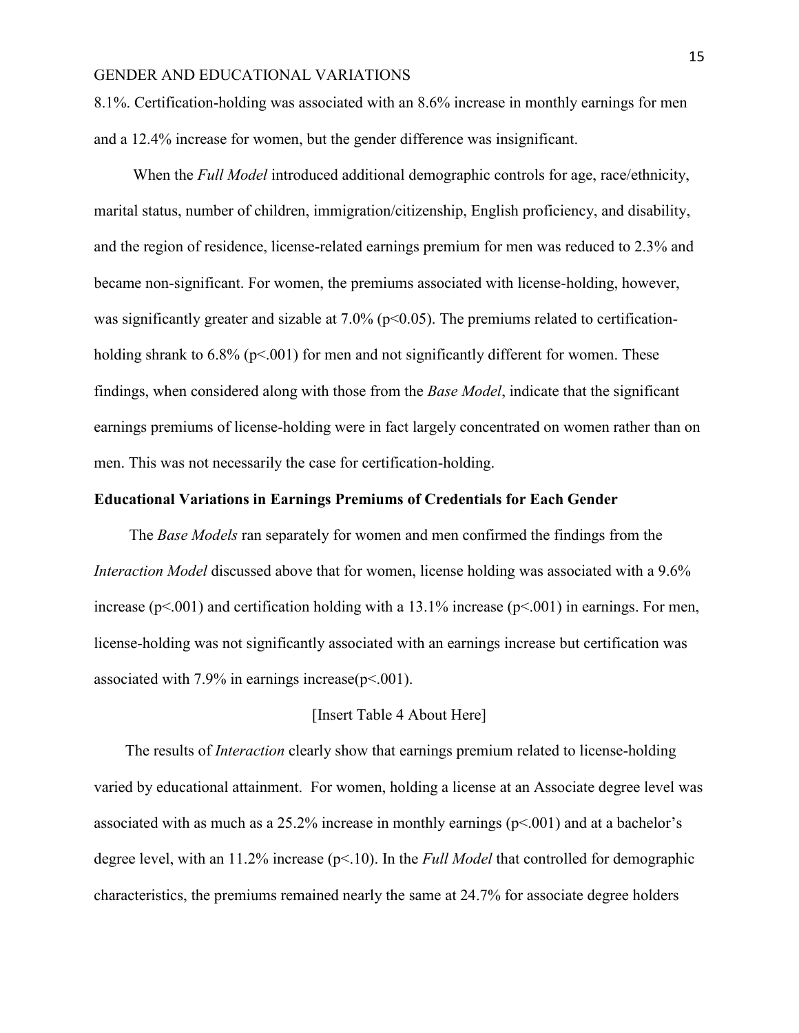8.1%. Certification-holding was associated with an 8.6% increase in monthly earnings for men and a 12.4% increase for women, but the gender difference was insignificant.

When the *Full Model* introduced additional demographic controls for age, race/ethnicity, marital status, number of children, immigration/citizenship, English proficiency, and disability, and the region of residence, license-related earnings premium for men was reduced to 2.3% and became non-significant. For women, the premiums associated with license-holding, however, was significantly greater and sizable at 7.0% ($p<0.05$). The premiums related to certification-holding shrank to 6.8% ($p<.001$) for men and not significantly different for women. These findings, when considered along with those from the *Base Model*, indicate that the significant earnings premiums of license-holding were in fact largely concentrated on women rather than on men. This was not necessarily the case for certification-holding.

**Educational Variations in Earnings Premiums of Credentials for Each Gender**

The *Base Models* ran separately for women and men confirmed the findings from the *Interaction Model* discussed above that for women, license holding was associated with a 9.6% increase ($p<.001$) and certification holding with a 13.1% increase ($p<.001$) in earnings. For men, license-holding was not significantly associated with an earnings increase but certification was associated with 7.9% in earnings increase($p<.001$).

[Insert Table 4 About Here]

The results of *Interaction* clearly show that earnings premium related to license-holding varied by educational attainment. For women, holding a license at an Associate degree level was associated with as much as a 25.2% increase in monthly earnings ($p<.001$) and at a bachelor's degree level, with an 11.2% increase ($p<.10$). In the *Full Model* that controlled for demographic characteristics, the premiums remained nearly the same at 24.7% for associate degree holders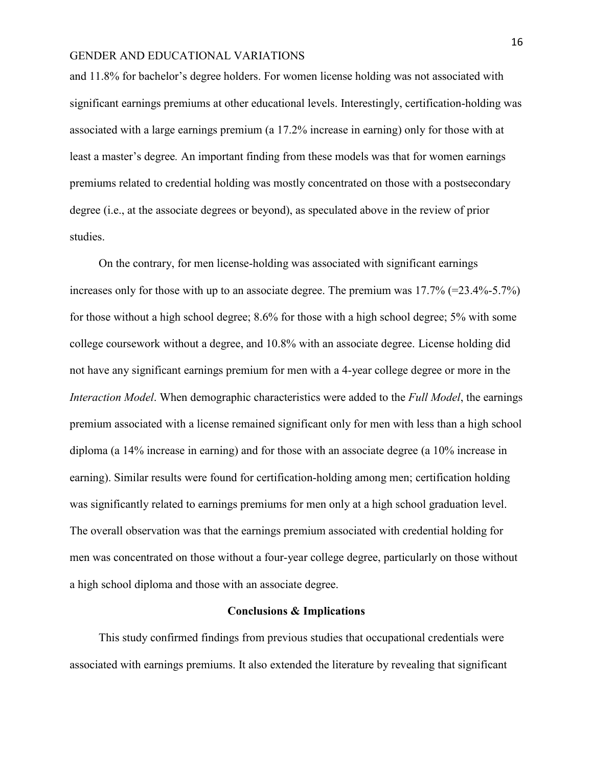and 11.8% for bachelor's degree holders. For women license holding was not associated with significant earnings premiums at other educational levels. Interestingly, certification-holding was associated with a large earnings premium (a 17.2% increase in earning) only for those with at least a master's degree. An important finding from these models was that for women earnings premiums related to credential holding was mostly concentrated on those with a postsecondary degree (i.e., at the associate degrees or beyond), as speculated above in the review of prior studies.

On the contrary, for men license-holding was associated with significant earnings increases only for those with up to an associate degree. The premium was 17.7% (=23.4%-5.7%) for those without a high school degree; 8.6% for those with a high school degree; 5% with some college coursework without a degree, and 10.8% with an associate degree. License holding did not have any significant earnings premium for men with a 4-year college degree or more in the *Interaction Model*. When demographic characteristics were added to the *Full Model*, the earnings premium associated with a license remained significant only for men with less than a high school diploma (a 14% increase in earning) and for those with an associate degree (a 10% increase in earning). Similar results were found for certification-holding among men; certification holding was significantly related to earnings premiums for men only at a high school graduation level. The overall observation was that the earnings premium associated with credential holding for men was concentrated on those without a four-year college degree, particularly on those without a high school diploma and those with an associate degree.

## Conclusions & Implications

This study confirmed findings from previous studies that occupational credentials were associated with earnings premiums. It also extended the literature by revealing that significant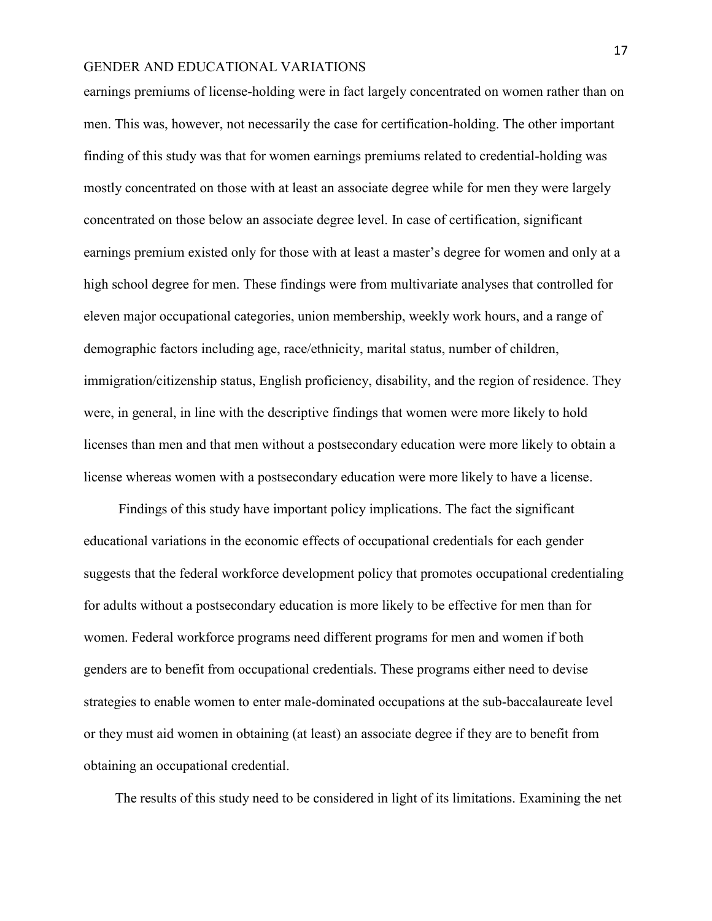earnings premiums of license-holding were in fact largely concentrated on women rather than on men. This was, however, not necessarily the case for certification-holding. The other important finding of this study was that for women earnings premiums related to credential-holding was mostly concentrated on those with at least an associate degree while for men they were largely concentrated on those below an associate degree level. In case of certification, significant earnings premium existed only for those with at least a master's degree for women and only at a high school degree for men. These findings were from multivariate analyses that controlled for eleven major occupational categories, union membership, weekly work hours, and a range of demographic factors including age, race/ethnicity, marital status, number of children, immigration/citizenship status, English proficiency, disability, and the region of residence. They were, in general, in line with the descriptive findings that women were more likely to hold licenses than men and that men without a postsecondary education were more likely to obtain a license whereas women with a postsecondary education were more likely to have a license.

Findings of this study have important policy implications. The fact the significant educational variations in the economic effects of occupational credentials for each gender suggests that the federal workforce development policy that promotes occupational credentialing for adults without a postsecondary education is more likely to be effective for men than for women. Federal workforce programs need different programs for men and women if both genders are to benefit from occupational credentials. These programs either need to devise strategies to enable women to enter male-dominated occupations at the sub-baccalaureate level or they must aid women in obtaining (at least) an associate degree if they are to benefit from obtaining an occupational credential.

The results of this study need to be considered in light of its limitations. Examining the net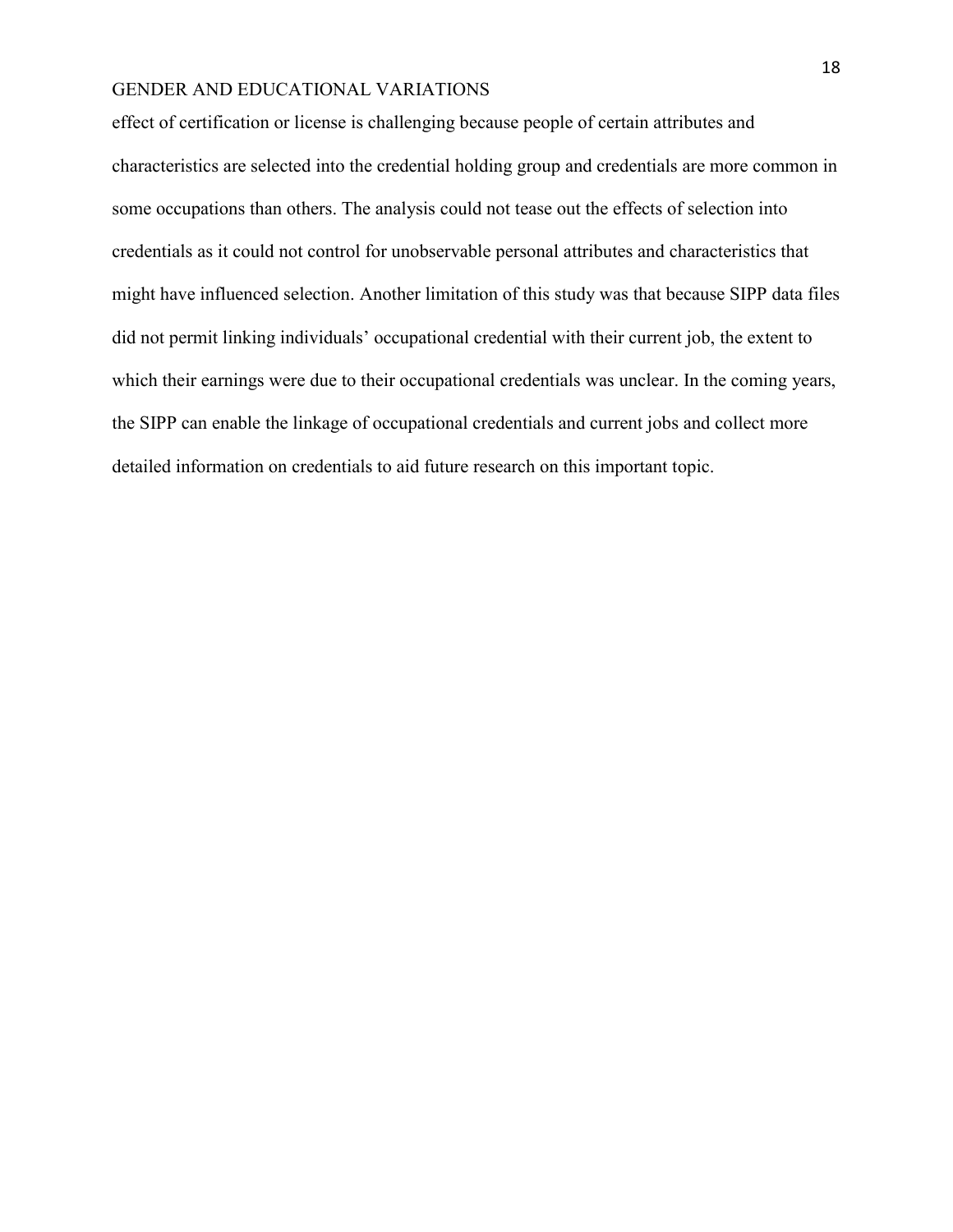effect of certification or license is challenging because people of certain attributes and characteristics are selected into the credential holding group and credentials are more common in some occupations than others. The analysis could not tease out the effects of selection into credentials as it could not control for unobservable personal attributes and characteristics that might have influenced selection. Another limitation of this study was that because SIPP data files did not permit linking individuals' occupational credential with their current job, the extent to which their earnings were due to their occupational credentials was unclear. In the coming years, the SIPP can enable the linkage of occupational credentials and current jobs and collect more detailed information on credentials to aid future research on this important topic.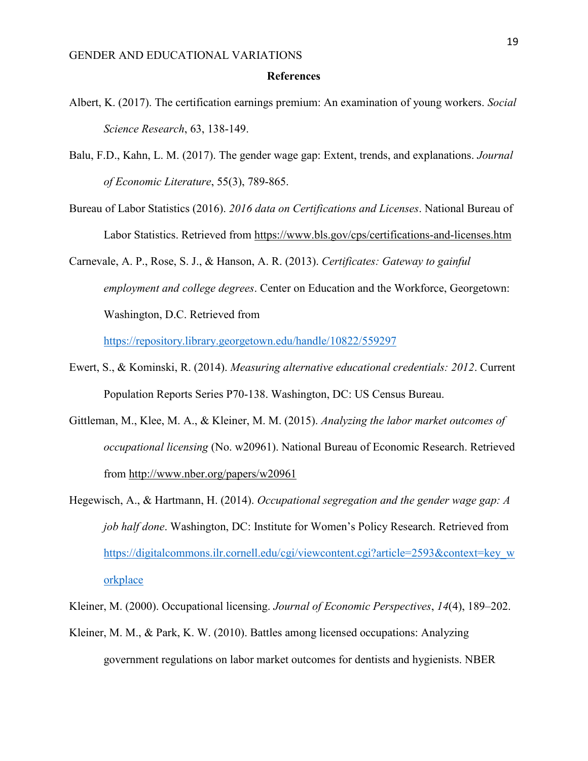# References

Albert, K. (2017). The certification earnings premium: An examination of young workers. *Social Science Research*, 63, 138-149.

Balu, F.D., Kahn, L. M. (2017). The gender wage gap: Extent, trends, and explanations. *Journal of Economic Literature*, 55(3), 789-865.

Bureau of Labor Statistics (2016). *2016 data on Certifications and Licenses*. National Bureau of Labor Statistics. Retrieved from https://www.bls.gov/cps/certifications-and-licenses.htm

Carnevale, A. P., Rose, S. J., & Hanson, A. R. (2013). *Certificates: Gateway to gainful employment and college degrees*. Center on Education and the Workforce, Georgetown: Washington, D.C. Retrieved from https://repository.library.georgetown.edu/handle/10822/559297

Ewert, S., & Kominski, R. (2014). *Measuring alternative educational credentials: 2012*. Current Population Reports Series P70-138. Washington, DC: US Census Bureau.

Gittleman, M., Klee, M. A., & Kleiner, M. M. (2015). *Analyzing the labor market outcomes of occupational licensing* (No. w20961). National Bureau of Economic Research. Retrieved from http://www.nber.org/papers/w20961

Hegewisch, A., & Hartmann, H. (2014). *Occupational segregation and the gender wage gap: A job half done*. Washington, DC: Institute for Women's Policy Research. Retrieved from https://digitalcommons.ilr.cornell.edu/cgi/viewcontent.cgi?article=2593&context=key_workplace

Kleiner, M. (2000). Occupational licensing. *Journal of Economic Perspectives*, *14*(4), 189–202.

Kleiner, M. M., & Park, K. W. (2010). Battles among licensed occupations: Analyzing government regulations on labor market outcomes for dentists and hygienists. NBER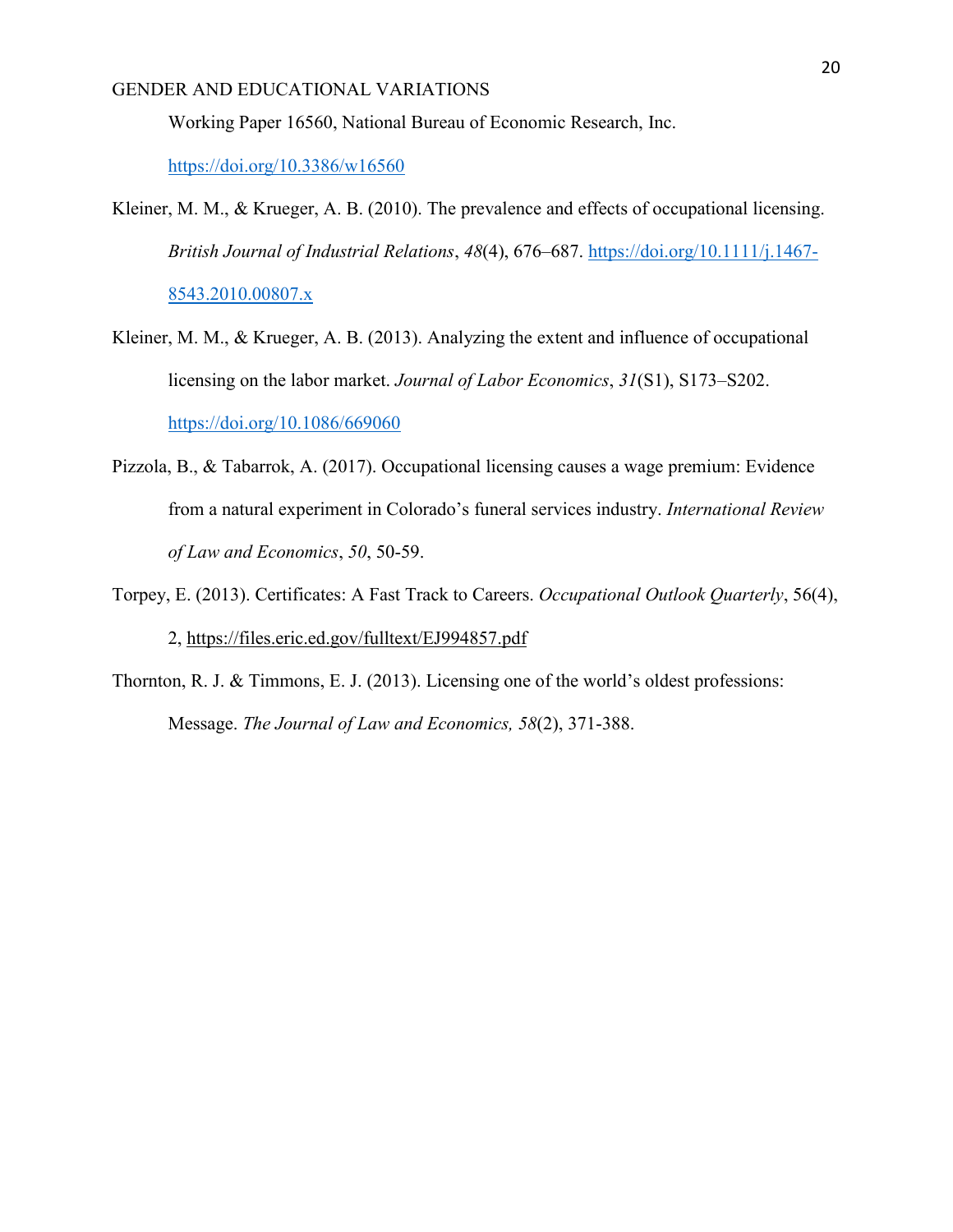Working Paper 16560, National Bureau of Economic Research, Inc. https://doi.org/10.3386/w16560

Kleiner, M. M., & Krueger, A. B. (2010). The prevalence and effects of occupational licensing. *British Journal of Industrial Relations*, *48*(4), 676–687. https://doi.org/10.1111/j.1467-8543.2010.00807.x

Kleiner, M. M., & Krueger, A. B. (2013). Analyzing the extent and influence of occupational licensing on the labor market. *Journal of Labor Economics*, *31*(S1), S173–S202. https://doi.org/10.1086/669060

Pizzola, B., & Tabarrok, A. (2017). Occupational licensing causes a wage premium: Evidence from a natural experiment in Colorado's funeral services industry. *International Review of Law and Economics*, *50*, 50-59.

Torpey, E. (2013). Certificates: A Fast Track to Careers. *Occupational Outlook Quarterly*, 56(4), 2, https://files.eric.ed.gov/fulltext/EJ994857.pdf

Thornton, R. J. & Timmons, E. J. (2013). Licensing one of the world's oldest professions: Message. *The Journal of Law and Economics, 58*(2), 371-388.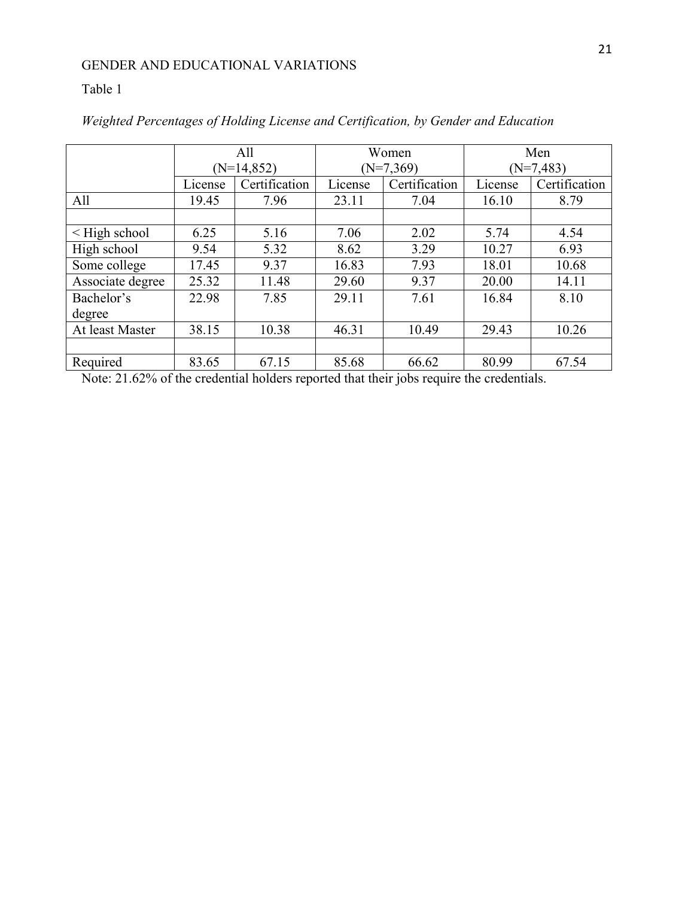Table 1

*Weighted Percentages of Holding License and Certification, by Gender and Education*

| | All (N=14,852) | | Women (N=7,369) | | Men (N=7,483) | |
|---|---|---|---|---|---|---|
| | License | Certification | License | Certification | License | Certification |
| All | 19.45 | 7.96 | 23.11 | 7.04 | 16.10 | 8.79 |
| | | | | | | |
| < High school | 6.25 | 5.16 | 7.06 | 2.02 | 5.74 | 4.54 |
| High school | 9.54 | 5.32 | 8.62 | 3.29 | 10.27 | 6.93 |
| Some college | 17.45 | 9.37 | 16.83 | 7.93 | 18.01 | 10.68 |
| Associate degree | 25.32 | 11.48 | 29.60 | 9.37 | 20.00 | 14.11 |
| Bachelor's degree | 22.98 | 7.85 | 29.11 | 7.61 | 16.84 | 8.10 |
| At least Master | 38.15 | 10.38 | 46.31 | 10.49 | 29.43 | 10.26 |
| | | | | | | |
| Required | 83.65 | 67.15 | 85.68 | 66.62 | 80.99 | 67.54 |

Note: 21.62% of the credential holders reported that their jobs require the credentials.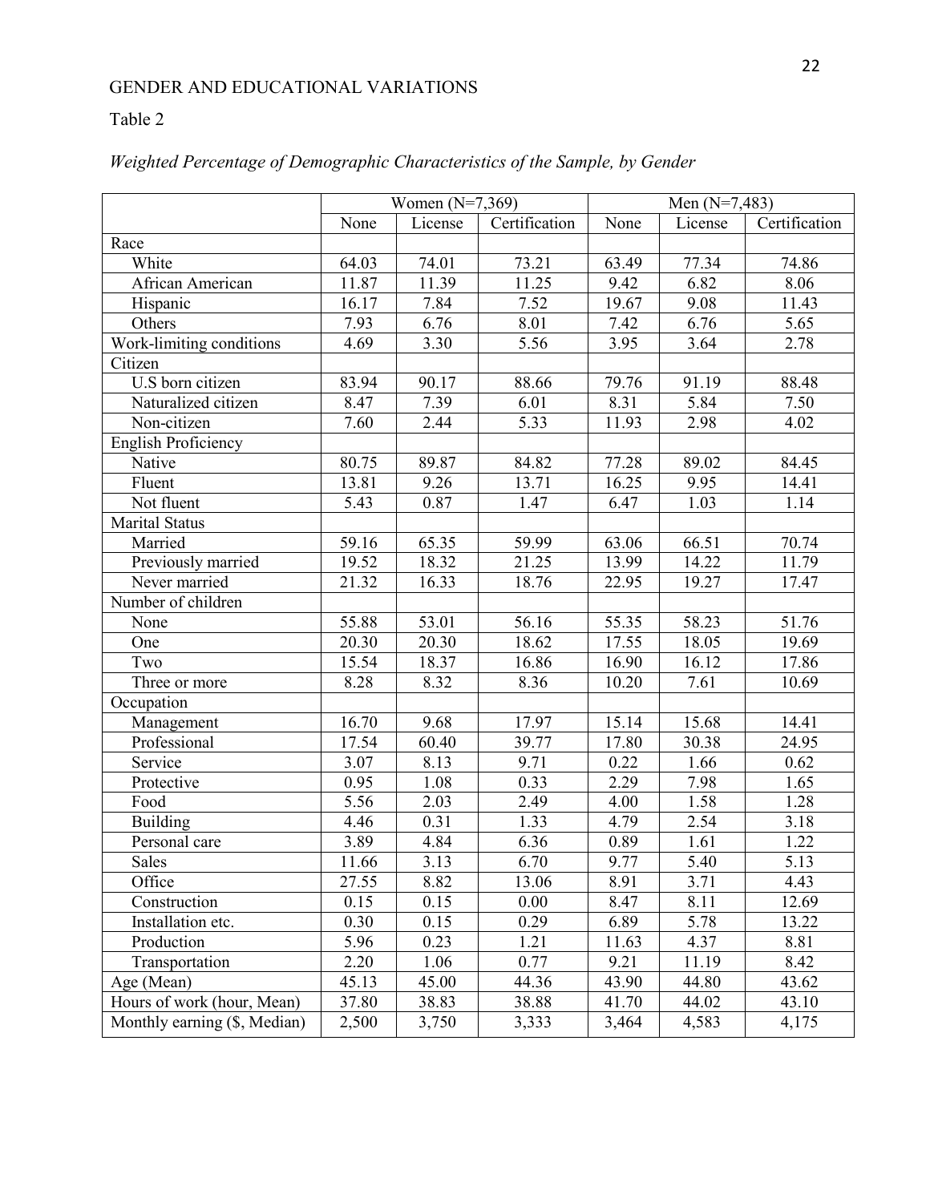Table 2

*Weighted Percentage of Demographic Characteristics of the Sample, by Gender*

| | Women (N=7,369) | | | Men (N=7,483) | | |
|---|---|---|---|---|---|---|
| | None | License | Certification | None | License | Certification |
| Race | | | | | | |
| White | 64.03 | 74.01 | 73.21 | 63.49 | 77.34 | 74.86 |
| African American | 11.87 | 11.39 | 11.25 | 9.42 | 6.82 | 8.06 |
| Hispanic | 16.17 | 7.84 | 7.52 | 19.67 | 9.08 | 11.43 |
| Others | 7.93 | 6.76 | 8.01 | 7.42 | 6.76 | 5.65 |
| Work-limiting conditions | 4.69 | 3.30 | 5.56 | 3.95 | 3.64 | 2.78 |
| Citizen | | | | | | |
| U.S born citizen | 83.94 | 90.17 | 88.66 | 79.76 | 91.19 | 88.48 |
| Naturalized citizen | 8.47 | 7.39 | 6.01 | 8.31 | 5.84 | 7.50 |
| Non-citizen | 7.60 | 2.44 | 5.33 | 11.93 | 2.98 | 4.02 |
| English Proficiency | | | | | | |
| Native | 80.75 | 89.87 | 84.82 | 77.28 | 89.02 | 84.45 |
| Fluent | 13.81 | 9.26 | 13.71 | 16.25 | 9.95 | 14.41 |
| Not fluent | 5.43 | 0.87 | 1.47 | 6.47 | 1.03 | 1.14 |
| Marital Status | | | | | | |
| Married | 59.16 | 65.35 | 59.99 | 63.06 | 66.51 | 70.74 |
| Previously married | 19.52 | 18.32 | 21.25 | 13.99 | 14.22 | 11.79 |
| Never married | 21.32 | 16.33 | 18.76 | 22.95 | 19.27 | 17.47 |
| Number of children | | | | | | |
| None | 55.88 | 53.01 | 56.16 | 55.35 | 58.23 | 51.76 |
| One | 20.30 | 20.30 | 18.62 | 17.55 | 18.05 | 19.69 |
| Two | 15.54 | 18.37 | 16.86 | 16.90 | 16.12 | 17.86 |
| Three or more | 8.28 | 8.32 | 8.36 | 10.20 | 7.61 | 10.69 |
| Occupation | | | | | | |
| Management | 16.70 | 9.68 | 17.97 | 15.14 | 15.68 | 14.41 |
| Professional | 17.54 | 60.40 | 39.77 | 17.80 | 30.38 | 24.95 |
| Service | 3.07 | 8.13 | 9.71 | 0.22 | 1.66 | 0.62 |
| Protective | 0.95 | 1.08 | 0.33 | 2.29 | 7.98 | 1.65 |
| Food | 5.56 | 2.03 | 2.49 | 4.00 | 1.58 | 1.28 |
| Building | 4.46 | 0.31 | 1.33 | 4.79 | 2.54 | 3.18 |
| Personal care | 3.89 | 4.84 | 6.36 | 0.89 | 1.61 | 1.22 |
| Sales | 11.66 | 3.13 | 6.70 | 9.77 | 5.40 | 5.13 |
| Office | 27.55 | 8.82 | 13.06 | 8.91 | 3.71 | 4.43 |
| Construction | 0.15 | 0.15 | 0.00 | 8.47 | 8.11 | 12.69 |
| Installation etc. | 0.30 | 0.15 | 0.29 | 6.89 | 5.78 | 13.22 |
| Production | 5.96 | 0.23 | 1.21 | 11.63 | 4.37 | 8.81 |
| Transportation | 2.20 | 1.06 | 0.77 | 9.21 | 11.19 | 8.42 |
| Age (Mean) | 45.13 | 45.00 | 44.36 | 43.90 | 44.80 | 43.62 |
| Hours of work (hour, Mean) | 37.80 | 38.83 | 38.88 | 41.70 | 44.02 | 43.10 |
| Monthly earning ($, Median) | 2,500 | 3,750 | 3,333 | 3,464 | 4,583 | 4,175 |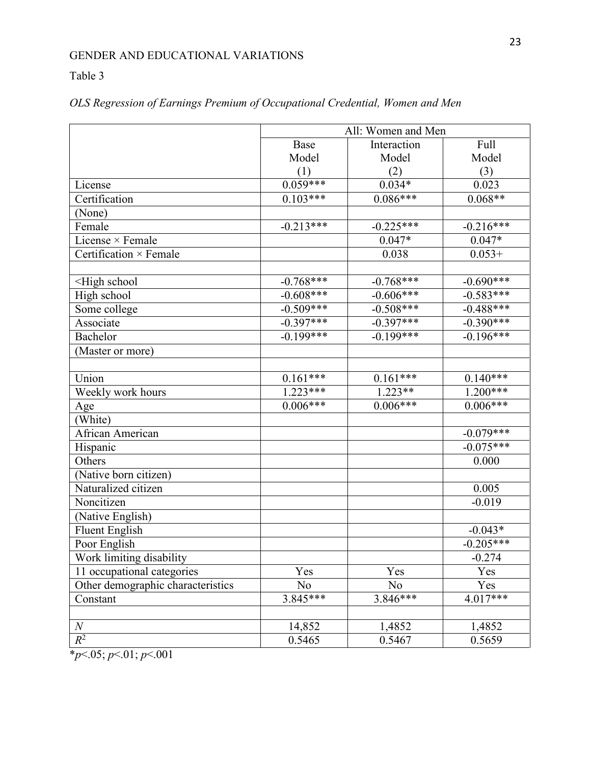Table 3

*OLS Regression of Earnings Premium of Occupational Credential, Women and Men*

| | All: Women and Men | | |
|---|---|---|---|
| | Base Model (1) | Interaction Model (2) | Full Model (3) |
| License | 0.059*** | 0.034* | 0.023 |
| Certification | 0.103*** | 0.086*** | 0.068** |
| (None) | | | |
| Female | -0.213*** | -0.225*** | -0.216*** |
| License × Female | | 0.047* | 0.047* |
| Certification × Female | | 0.038 | 0.053+ |
| | | | |
| <High school | -0.768*** | -0.768*** | -0.690*** |
| High school | -0.608*** | -0.606*** | -0.583*** |
| Some college | -0.509*** | -0.508*** | -0.488*** |
| Associate | -0.397*** | -0.397*** | -0.390*** |
| Bachelor | -0.199*** | -0.199*** | -0.196*** |
| (Master or more) | | | |
| | | | |
| Union | 0.161*** | 0.161*** | 0.140*** |
| Weekly work hours | 1.223*** | 1.223** | 1.200*** |
| Age | 0.006*** | 0.006*** | 0.006*** |
| (White) | | | |
| African American | | | -0.079*** |
| Hispanic | | | -0.075*** |
| Others | | | 0.000 |
| (Native born citizen) | | | |
| Naturalized citizen | | | 0.005 |
| Noncitizen | | | -0.019 |
| (Native English) | | | |
| Fluent English | | | -0.043* |
| Poor English | | | -0.205*** |
| Work limiting disability | | | -0.274 |
| 11 occupational categories | Yes | Yes | Yes |
| Other demographic characteristics | No | No | Yes |
| Constant | 3.845*** | 3.846*** | 4.017*** |
| | | | |
| *N* | 14,852 | 1,4852 | 1,4852 |
| $R^2$ | 0.5465 | 0.5467 | 0.5659 |

*$p$<.05; $p$<.01; $p$<.001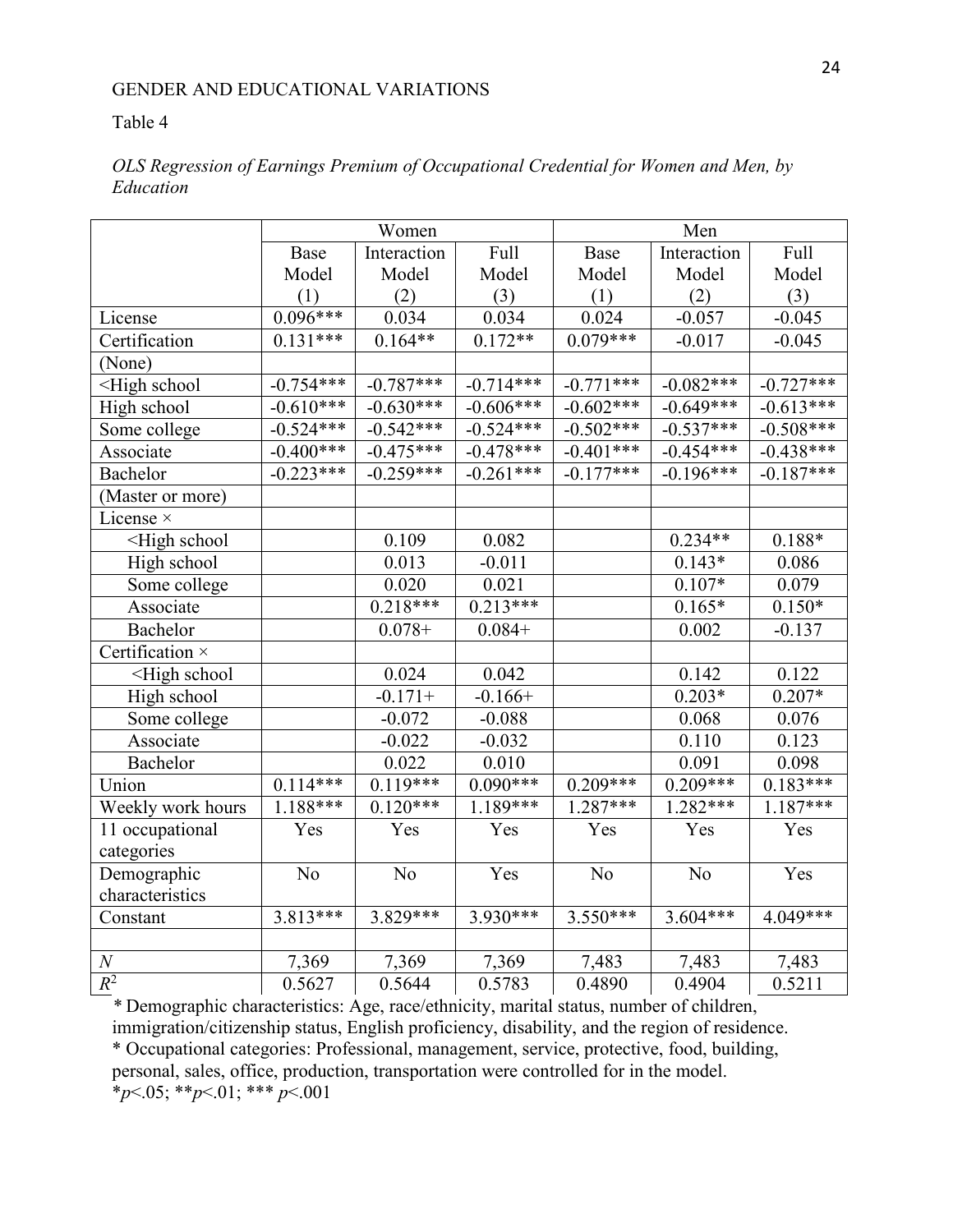Table 4

*OLS Regression of Earnings Premium of Occupational Credential for Women and Men, by Education*

| | Women | | | Men | | |
|---|---|---|---|---|---|---|
| | Base Model (1) | Interaction Model (2) | Full Model (3) | Base Model (1) | Interaction Model (2) | Full Model (3) |
| License | 0.096*** | 0.034 | 0.034 | 0.024 | -0.057 | -0.045 |
| Certification | 0.131*** | 0.164** | 0.172** | 0.079*** | -0.017 | -0.045 |
| (None) | | | | | | |
| <High school | -0.754*** | -0.787*** | -0.714*** | -0.771*** | -0.082*** | -0.727*** |
| High school | -0.610*** | -0.630*** | -0.606*** | -0.602*** | -0.649*** | -0.613*** |
| Some college | -0.524*** | -0.542*** | -0.524*** | -0.502*** | -0.537*** | -0.508*** |
| Associate | -0.400*** | -0.475*** | -0.478*** | -0.401*** | -0.454*** | -0.438*** |
| Bachelor | -0.223*** | -0.259*** | -0.261*** | -0.177*** | -0.196*** | -0.187*** |
| (Master or more) | | | | | | |
| License × | | | | | | |
| <High school | | 0.109 | 0.082 | | 0.234** | 0.188* |
| High school | | 0.013 | -0.011 | | 0.143* | 0.086 |
| Some college | | 0.020 | 0.021 | | 0.107* | 0.079 |
| Associate | | 0.218*** | 0.213*** | | 0.165* | 0.150* |
| Bachelor | | 0.078+ | 0.084+ | | 0.002 | -0.137 |
| Certification × | | | | | | |
| <High school | | 0.024 | 0.042 | | 0.142 | 0.122 |
| High school | | -0.171+ | -0.166+ | | 0.203* | 0.207* |
| Some college | | -0.072 | -0.088 | | 0.068 | 0.076 |
| Associate | | -0.022 | -0.032 | | 0.110 | 0.123 |
| Bachelor | | 0.022 | 0.010 | | 0.091 | 0.098 |
| Union | 0.114*** | 0.119*** | 0.090*** | 0.209*** | 0.209*** | 0.183*** |
| Weekly work hours | 1.188*** | 0.120*** | 1.189*** | 1.287*** | 1.282*** | 1.187*** |
| 11 occupational categories | Yes | Yes | Yes | Yes | Yes | Yes |
| Demographic characteristics | No | No | Yes | No | No | Yes |
| Constant | 3.813*** | 3.829*** | 3.930*** | 3.550*** | 3.604*** | 4.049*** |
| | | | | | | |
| $N$ | 7,369 | 7,369 | 7,369 | 7,483 | 7,483 | 7,483 |
| $R^2$ | 0.5627 | 0.5644 | 0.5783 | 0.4890 | 0.4904 | 0.5211 |

\* Demographic characteristics: Age, race/ethnicity, marital status, number of children, immigration/citizenship status, English proficiency, disability, and the region of residence.
\* Occupational categories: Professional, management, service, protective, food, building, personal, sales, office, production, transportation were controlled for in the model.
\*$p$<.05; \*\*$p$<.01; \*\*\* $p$<.001